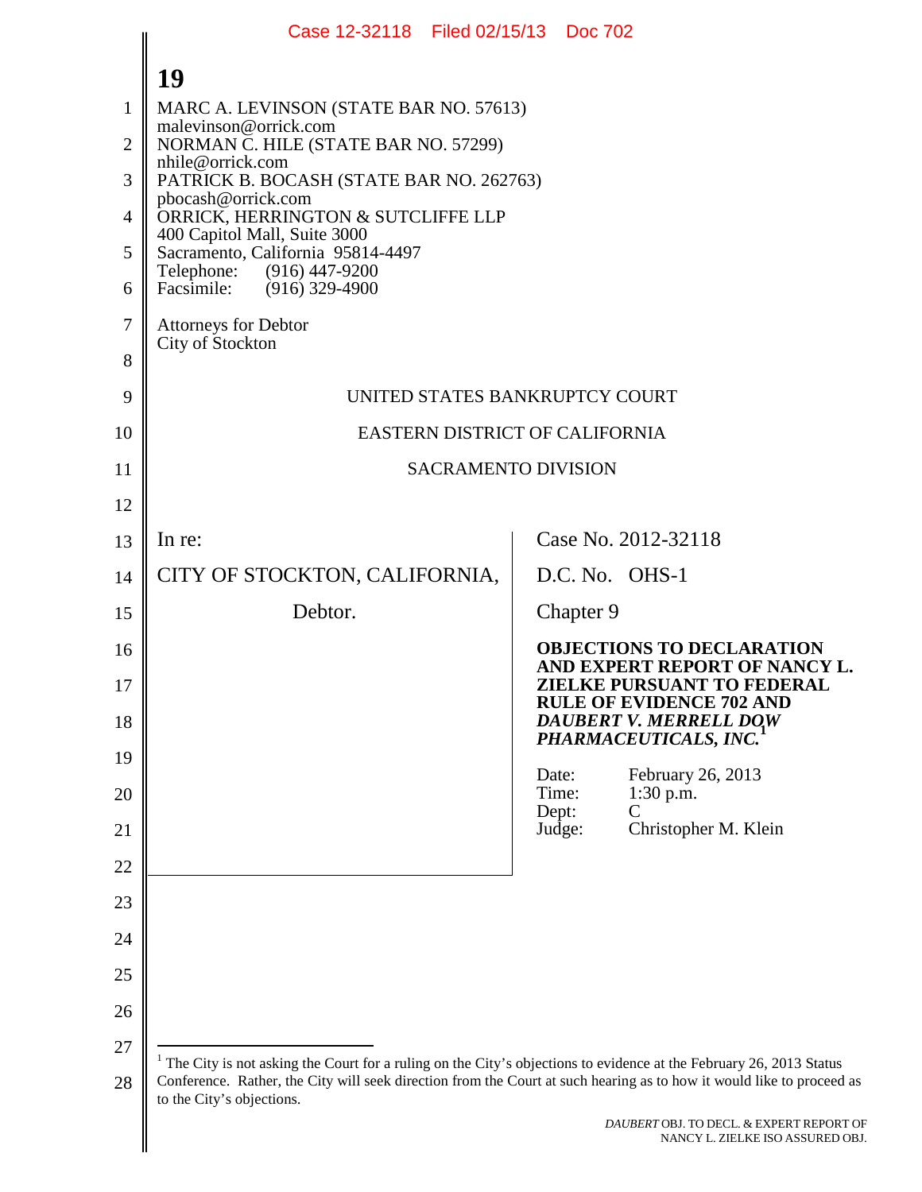MARC A. LEVINSON (STATE BAR NO. 57613)
malevinson@orrick.com
NORMAN C. HILE (STATE BAR NO. 57299)
nhile@orrick.com
PATRICK B. BOCASH (STATE BAR NO. 262763)
pbocash@orrick.com
ORRICK, HERRINGTON & SUTCLIFFE LLP
400 Capitol Mall, Suite 3000
Sacramento, California 95814-4497
Telephone: (916) 447-9200
Facsimile: (916) 329-4900

Attorneys for Debtor
City of Stockton

UNITED STATES BANKRUPTCY COURT

EASTERN DISTRICT OF CALIFORNIA

SACRAMENTO DIVISION

In re:

CITY OF STOCKTON, CALIFORNIA,

Debtor.

Case No. 2012-32118

D.C. No. OHS-1

Chapter 9

**OBJECTIONS TO DECLARATION AND EXPERT REPORT OF NANCY L. ZIELKE PURSUANT TO FEDERAL RULE OF EVIDENCE 702 AND *DAUBERT V. MERRELL DOW PHARMACEUTICALS, INC.***[1]

Date: February 26, 2013
Time: 1:30 p.m.
Dept: C
Judge: Christopher M. Klein

[1] The City is not asking the Court for a ruling on the City's objections to evidence at the February 26, 2013 Status Conference. Rather, the City will seek direction from the Court at such hearing as to how it would like to proceed as to the City's objections.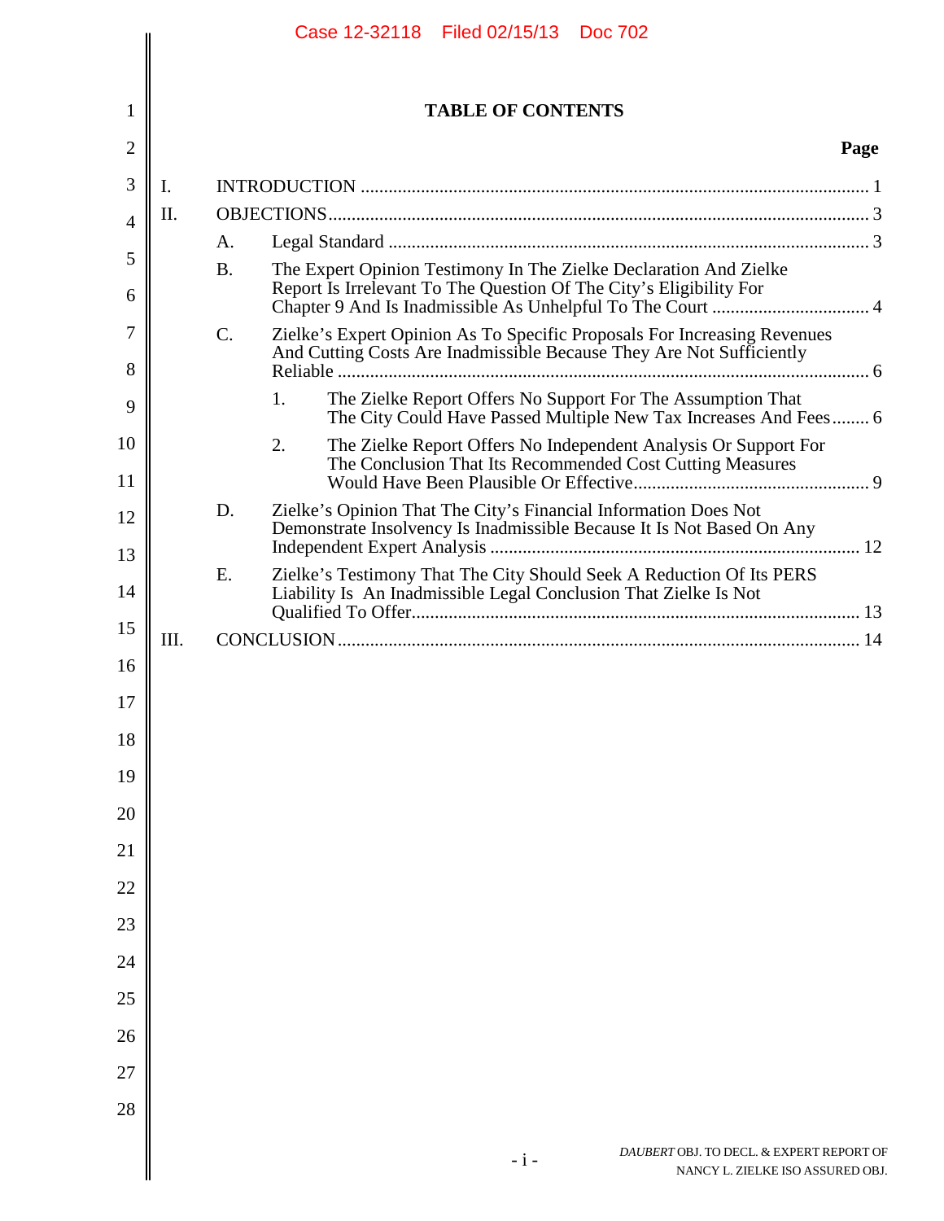**TABLE OF CONTENTS**

| | | | | Page |
|---|---|---|---|---|
| I. | INTRODUCTION | | | 1 |
| II. | OBJECTIONS | | | 3 |
| | A. | Legal Standard | | 3 |
| | B. | The Expert Opinion Testimony In The Zielke Declaration And Zielke Report Is Irrelevant To The Question Of The City's Eligibility For Chapter 9 And Is Inadmissible As Unhelpful To The Court | | 4 |
| | C. | Zielke's Expert Opinion As To Specific Proposals For Increasing Revenues And Cutting Costs Are Inadmissible Because They Are Not Sufficiently Reliable | | 6 |
| | | 1. | The Zielke Report Offers No Support For The Assumption That The City Could Have Passed Multiple New Tax Increases And Fees | 6 |
| | | 2. | The Zielke Report Offers No Independent Analysis Or Support For The Conclusion That Its Recommended Cost Cutting Measures Would Have Been Plausible Or Effective | 9 |
| | D. | Zielke's Opinion That The City's Financial Information Does Not Demonstrate Insolvency Is Inadmissible Because It Is Not Based On Any Independent Expert Analysis | | 12 |
| | E. | Zielke's Testimony That The City Should Seek A Reduction Of Its PERS Liability Is An Inadmissible Legal Conclusion That Zielke Is Not Qualified To Offer | | 13 |
| III. | CONCLUSION | | | 14 |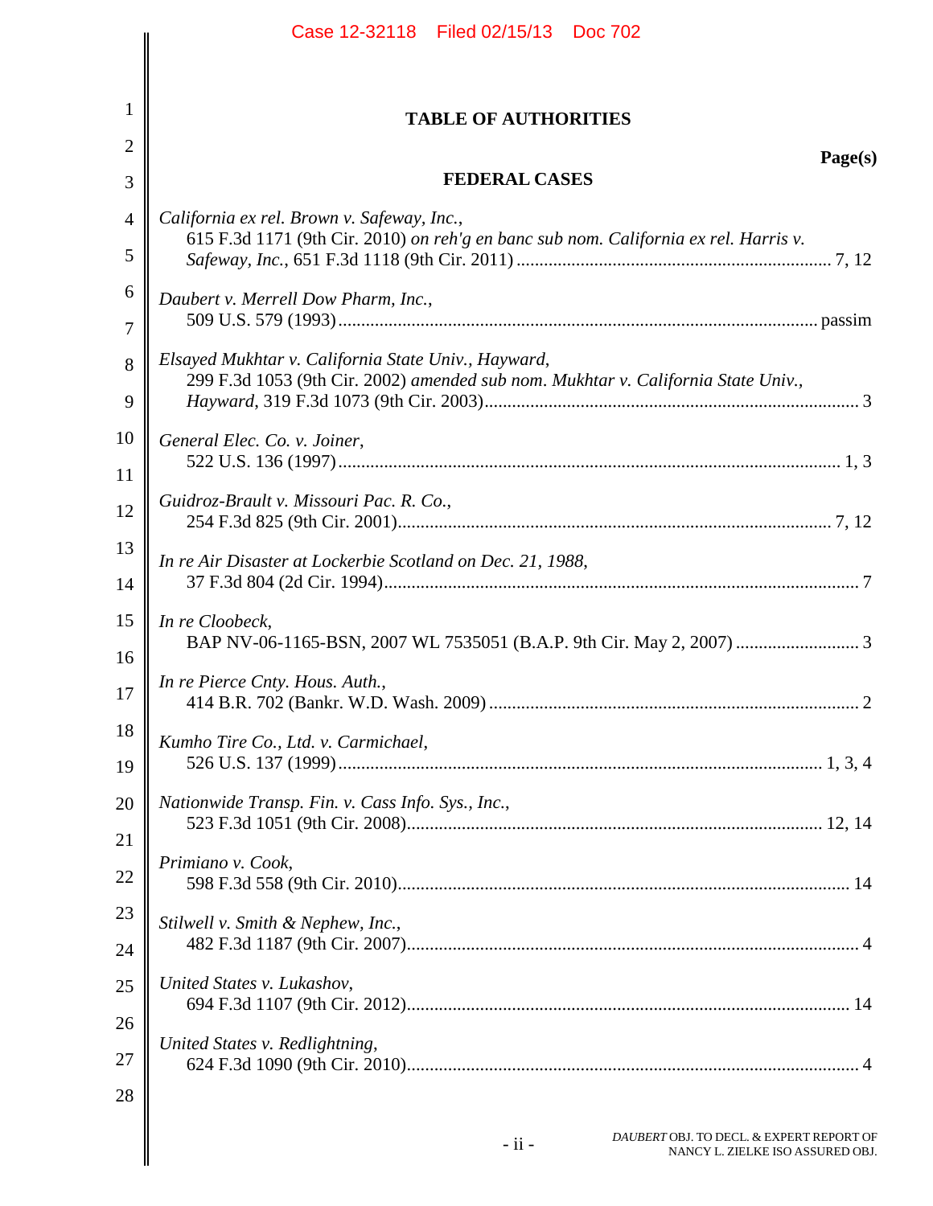# TABLE OF AUTHORITIES

**Page(s)**

## FEDERAL CASES

*California ex rel. Brown v. Safeway, Inc.*,
615 F.3d 1171 (9th Cir. 2010) *on reh'g en banc sub nom. California ex rel. Harris v. Safeway, Inc.*, 651 F.3d 1118 (9th Cir. 2011) .................... 7, 12

*Daubert v. Merrell Dow Pharm, Inc.*,
509 U.S. 579 (1993) .................... passim

*Elsayed Mukhtar v. California State Univ., Hayward*,
299 F.3d 1053 (9th Cir. 2002) *amended sub nom. Mukhtar v. California State Univ., Hayward*, 319 F.3d 1073 (9th Cir. 2003) .................... 3

*General Elec. Co. v. Joiner*,
522 U.S. 136 (1997) .................... 1, 3

*Guidroz-Brault v. Missouri Pac. R. Co.*,
254 F.3d 825 (9th Cir. 2001) .................... 7, 12

*In re Air Disaster at Lockerbie Scotland on Dec. 21, 1988*,
37 F.3d 804 (2d Cir. 1994) .................... 7

*In re Cloobeck*,
BAP NV-06-1165-BSN, 2007 WL 7535051 (B.A.P. 9th Cir. May 2, 2007) .................... 3

*In re Pierce Cnty. Hous. Auth.*,
414 B.R. 702 (Bankr. W.D. Wash. 2009) .................... 2

*Kumho Tire Co., Ltd. v. Carmichael*,
526 U.S. 137 (1999) .................... 1, 3, 4

*Nationwide Transp. Fin. v. Cass Info. Sys., Inc.*,
523 F.3d 1051 (9th Cir. 2008) .................... 12, 14

*Primiano v. Cook*,
598 F.3d 558 (9th Cir. 2010) .................... 14

*Stilwell v. Smith & Nephew, Inc.*,
482 F.3d 1187 (9th Cir. 2007) .................... 4

*United States v. Lukashov*,
694 F.3d 1107 (9th Cir. 2012) .................... 14

*United States v. Redlightning*,
624 F.3d 1090 (9th Cir. 2010) .................... 4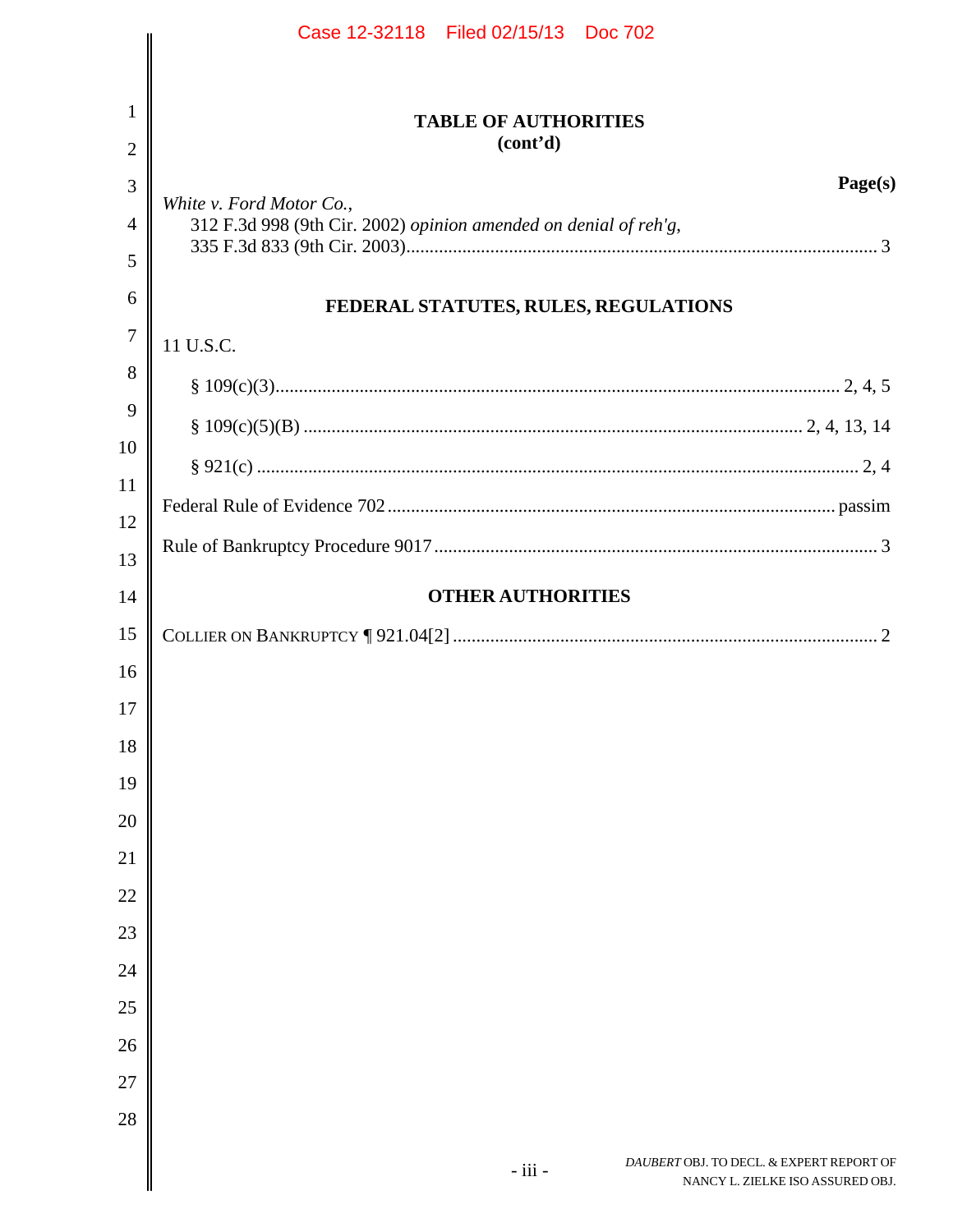## TABLE OF AUTHORITIES
## (cont'd)

**Page(s)**

*White v. Ford Motor Co.*,
312 F.3d 998 (9th Cir. 2002) *opinion amended on denial of reh'g*,
335 F.3d 833 (9th Cir. 2003) .................................................................................................... 3

### FEDERAL STATUTES, RULES, REGULATIONS

11 U.S.C.

§ 109(c)(3) ........................................................................................................................ 2, 4, 5

§ 109(c)(5)(B) ........................................................................................................... 2, 4, 13, 14

§ 921(c) ................................................................................................................................ 2, 4

Federal Rule of Evidence 702 ................................................................................................ passim

Rule of Bankruptcy Procedure 9017 ................................................................................................ 3

### OTHER AUTHORITIES

COLLIER ON BANKRUPTCY ¶ 921.04[2] .......................................................................................... 2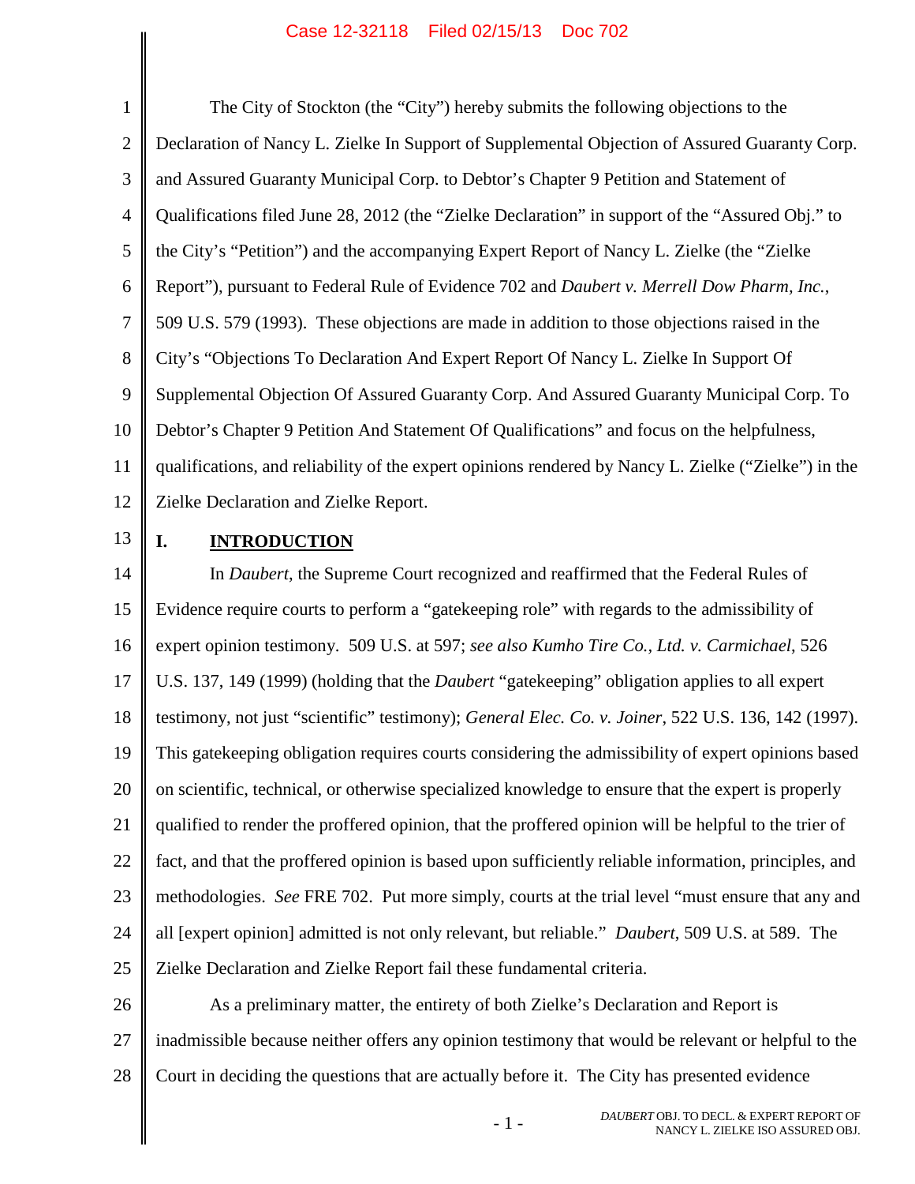The City of Stockton (the "City") hereby submits the following objections to the Declaration of Nancy L. Zielke In Support of Supplemental Objection of Assured Guaranty Corp. and Assured Guaranty Municipal Corp. to Debtor's Chapter 9 Petition and Statement of Qualifications filed June 28, 2012 (the "Zielke Declaration" in support of the "Assured Obj." to the City's "Petition") and the accompanying Expert Report of Nancy L. Zielke (the "Zielke Report"), pursuant to Federal Rule of Evidence 702 and *Daubert v. Merrell Dow Pharm, Inc.*, 509 U.S. 579 (1993). These objections are made in addition to those objections raised in the City's "Objections To Declaration And Expert Report Of Nancy L. Zielke In Support Of Supplemental Objection Of Assured Guaranty Corp. And Assured Guaranty Municipal Corp. To Debtor's Chapter 9 Petition And Statement Of Qualifications" and focus on the helpfulness, qualifications, and reliability of the expert opinions rendered by Nancy L. Zielke ("Zielke") in the Zielke Declaration and Zielke Report.

## I. INTRODUCTION

In *Daubert*, the Supreme Court recognized and reaffirmed that the Federal Rules of Evidence require courts to perform a "gatekeeping role" with regards to the admissibility of expert opinion testimony. 509 U.S. at 597; *see also Kumho Tire Co., Ltd. v. Carmichael*, 526 U.S. 137, 149 (1999) (holding that the *Daubert* "gatekeeping" obligation applies to all expert testimony, not just "scientific" testimony); *General Elec. Co. v. Joiner*, 522 U.S. 136, 142 (1997). This gatekeeping obligation requires courts considering the admissibility of expert opinions based on scientific, technical, or otherwise specialized knowledge to ensure that the expert is properly qualified to render the proffered opinion, that the proffered opinion will be helpful to the trier of fact, and that the proffered opinion is based upon sufficiently reliable information, principles, and methodologies. *See* FRE 702. Put more simply, courts at the trial level "must ensure that any and all [expert opinion] admitted is not only relevant, but reliable." *Daubert*, 509 U.S. at 589. The Zielke Declaration and Zielke Report fail these fundamental criteria.

As a preliminary matter, the entirety of both Zielke's Declaration and Report is inadmissible because neither offers any opinion testimony that would be relevant or helpful to the Court in deciding the questions that are actually before it. The City has presented evidence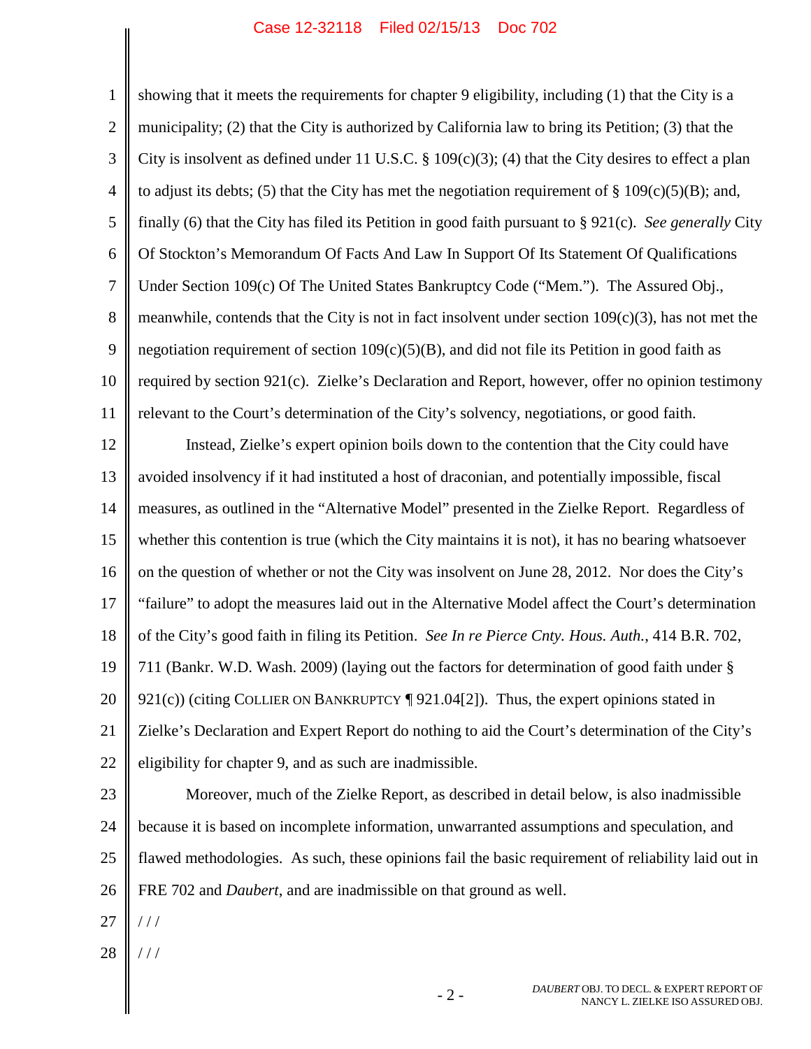showing that it meets the requirements for chapter 9 eligibility, including (1) that the City is a municipality; (2) that the City is authorized by California law to bring its Petition; (3) that the City is insolvent as defined under 11 U.S.C. § 109(c)(3); (4) that the City desires to effect a plan to adjust its debts; (5) that the City has met the negotiation requirement of § 109(c)(5)(B); and, finally (6) that the City has filed its Petition in good faith pursuant to § 921(c). *See generally* City Of Stockton's Memorandum Of Facts And Law In Support Of Its Statement Of Qualifications Under Section 109(c) Of The United States Bankruptcy Code ("Mem."). The Assured Obj., meanwhile, contends that the City is not in fact insolvent under section 109(c)(3), has not met the negotiation requirement of section 109(c)(5)(B), and did not file its Petition in good faith as required by section 921(c). Zielke's Declaration and Report, however, offer no opinion testimony relevant to the Court's determination of the City's solvency, negotiations, or good faith.

Instead, Zielke's expert opinion boils down to the contention that the City could have avoided insolvency if it had instituted a host of draconian, and potentially impossible, fiscal measures, as outlined in the "Alternative Model" presented in the Zielke Report. Regardless of whether this contention is true (which the City maintains it is not), it has no bearing whatsoever on the question of whether or not the City was insolvent on June 28, 2012. Nor does the City's "failure" to adopt the measures laid out in the Alternative Model affect the Court's determination of the City's good faith in filing its Petition. *See In re Pierce Cnty. Hous. Auth.*, 414 B.R. 702, 711 (Bankr. W.D. Wash. 2009) (laying out the factors for determination of good faith under § 921(c)) (citing COLLIER ON BANKRUPTCY ¶ 921.04[2]). Thus, the expert opinions stated in Zielke's Declaration and Expert Report do nothing to aid the Court's determination of the City's eligibility for chapter 9, and as such are inadmissible.

Moreover, much of the Zielke Report, as described in detail below, is also inadmissible because it is based on incomplete information, unwarranted assumptions and speculation, and flawed methodologies. As such, these opinions fail the basic requirement of reliability laid out in FRE 702 and *Daubert*, and are inadmissible on that ground as well.

/ / /

/ / /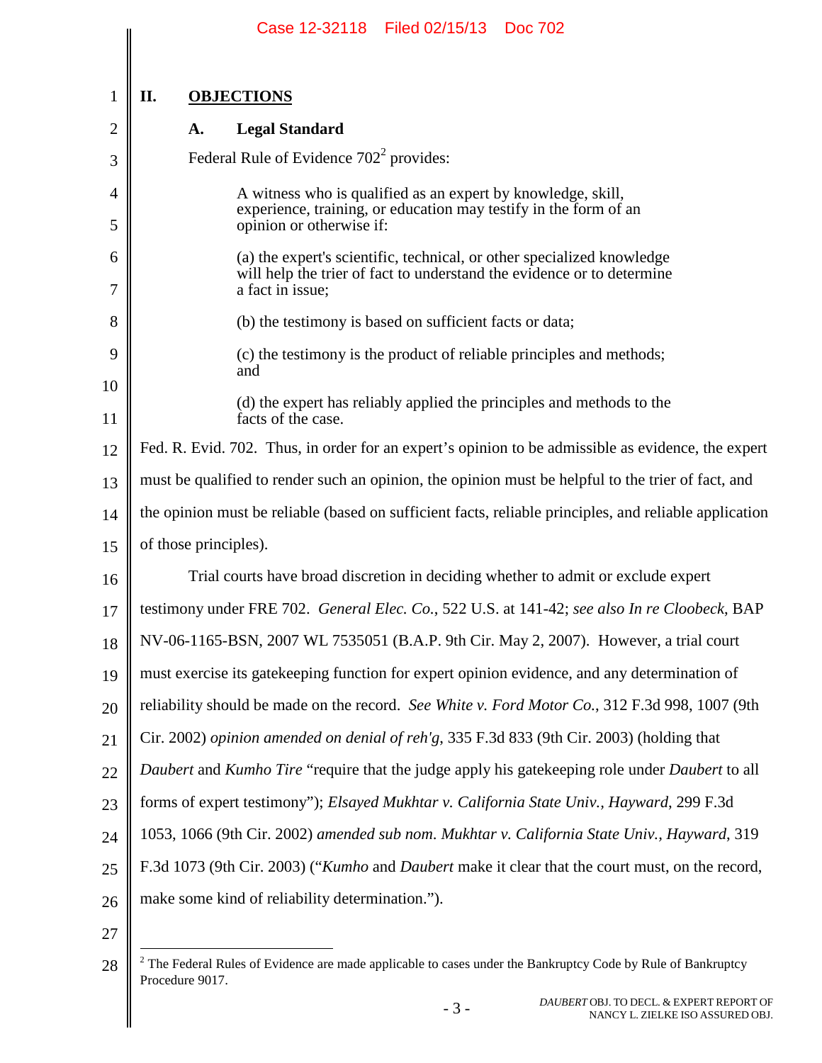## II. OBJECTIONS

### A. Legal Standard

Federal Rule of Evidence 702[2] provides:

> A witness who is qualified as an expert by knowledge, skill, experience, training, or education may testify in the form of an opinion or otherwise if:
>
> (a) the expert's scientific, technical, or other specialized knowledge will help the trier of fact to understand the evidence or to determine a fact in issue;
>
> (b) the testimony is based on sufficient facts or data;
>
> (c) the testimony is the product of reliable principles and methods; and
>
> (d) the expert has reliably applied the principles and methods to the facts of the case.

Fed. R. Evid. 702. Thus, in order for an expert's opinion to be admissible as evidence, the expert must be qualified to render such an opinion, the opinion must be helpful to the trier of fact, and the opinion must be reliable (based on sufficient facts, reliable principles, and reliable application of those principles).

Trial courts have broad discretion in deciding whether to admit or exclude expert testimony under FRE 702. *General Elec. Co.*, 522 U.S. at 141-42; *see also In re Cloobeck*, BAP NV-06-1165-BSN, 2007 WL 7535051 (B.A.P. 9th Cir. May 2, 2007). However, a trial court must exercise its gatekeeping function for expert opinion evidence, and any determination of reliability should be made on the record. *See White v. Ford Motor Co.*, 312 F.3d 998, 1007 (9th Cir. 2002) *opinion amended on denial of reh'g*, 335 F.3d 833 (9th Cir. 2003) (holding that *Daubert* and *Kumho Tire* "require that the judge apply his gatekeeping role under *Daubert* to all forms of expert testimony"); *Elsayed Mukhtar v. California State Univ., Hayward*, 299 F.3d 1053, 1066 (9th Cir. 2002) *amended sub nom. Mukhtar v. California State Univ., Hayward*, 319 F.3d 1073 (9th Cir. 2003) ("*Kumho* and *Daubert* make it clear that the court must, on the record, make some kind of reliability determination.").

---

[2] The Federal Rules of Evidence are made applicable to cases under the Bankruptcy Code by Rule of Bankruptcy Procedure 9017.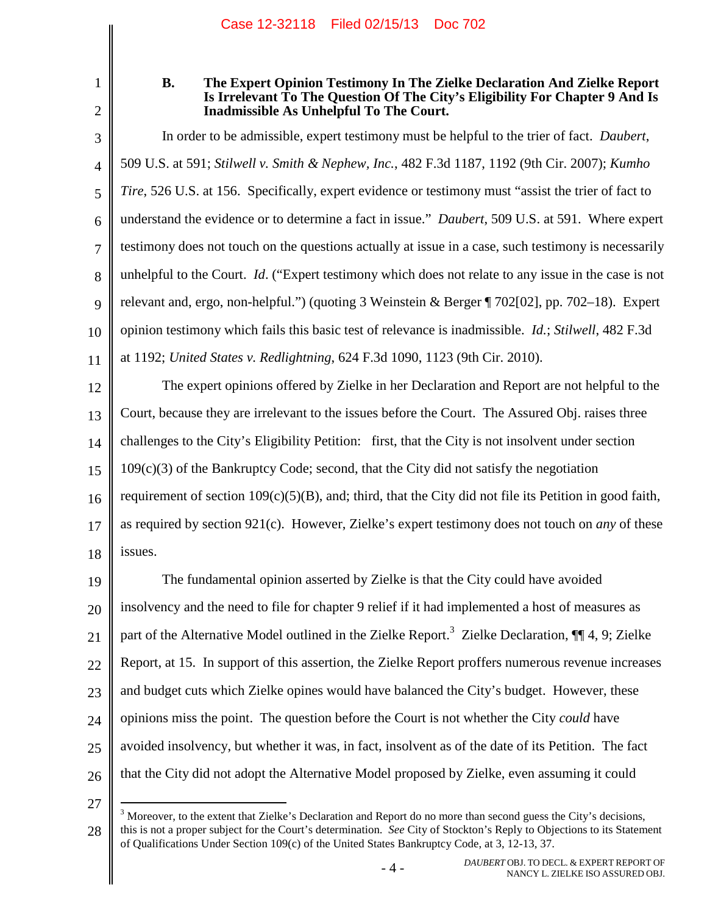### B. The Expert Opinion Testimony In The Zielke Declaration And Zielke Report Is Irrelevant To The Question Of The City's Eligibility For Chapter 9 And Is Inadmissible As Unhelpful To The Court.

In order to be admissible, expert testimony must be helpful to the trier of fact. *Daubert*, 509 U.S. at 591; *Stilwell v. Smith & Nephew, Inc.*, 482 F.3d 1187, 1192 (9th Cir. 2007); *Kumho Tire*, 526 U.S. at 156. Specifically, expert evidence or testimony must "assist the trier of fact to understand the evidence or to determine a fact in issue." *Daubert*, 509 U.S. at 591. Where expert testimony does not touch on the questions actually at issue in a case, such testimony is necessarily unhelpful to the Court. *Id*. ("Expert testimony which does not relate to any issue in the case is not relevant and, ergo, non-helpful.") (quoting 3 Weinstein & Berger ¶ 702[02], pp. 702–18). Expert opinion testimony which fails this basic test of relevance is inadmissible. *Id.*; *Stilwell*, 482 F.3d at 1192; *United States v. Redlightning*, 624 F.3d 1090, 1123 (9th Cir. 2010).

The expert opinions offered by Zielke in her Declaration and Report are not helpful to the Court, because they are irrelevant to the issues before the Court. The Assured Obj. raises three challenges to the City's Eligibility Petition: first, that the City is not insolvent under section 109(c)(3) of the Bankruptcy Code; second, that the City did not satisfy the negotiation requirement of section 109(c)(5)(B), and; third, that the City did not file its Petition in good faith, as required by section 921(c). However, Zielke's expert testimony does not touch on *any* of these issues.

The fundamental opinion asserted by Zielke is that the City could have avoided insolvency and the need to file for chapter 9 relief if it had implemented a host of measures as part of the Alternative Model outlined in the Zielke Report.[3] Zielke Declaration, ¶¶ 4, 9; Zielke Report, at 15. In support of this assertion, the Zielke Report proffers numerous revenue increases and budget cuts which Zielke opines would have balanced the City's budget. However, these opinions miss the point. The question before the Court is not whether the City *could* have avoided insolvency, but whether it was, in fact, insolvent as of the date of its Petition. The fact that the City did not adopt the Alternative Model proposed by Zielke, even assuming it could

[3] Moreover, to the extent that Zielke's Declaration and Report do no more than second guess the City's decisions, this is not a proper subject for the Court's determination. *See* City of Stockton's Reply to Objections to its Statement of Qualifications Under Section 109(c) of the United States Bankruptcy Code, at 3, 12-13, 37.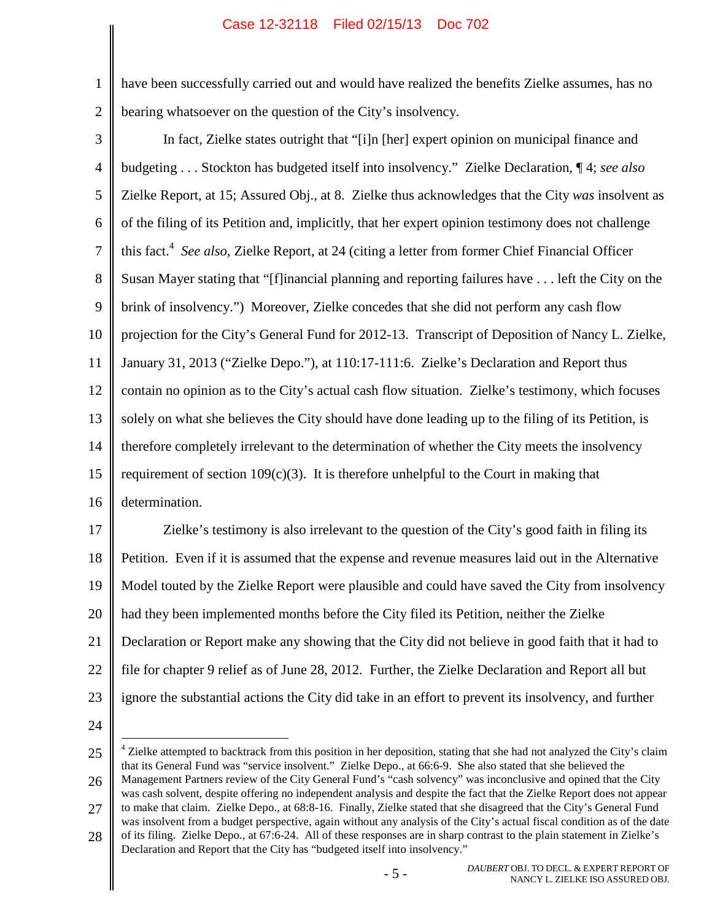have been successfully carried out and would have realized the benefits Zielke assumes, has no bearing whatsoever on the question of the City's insolvency.

In fact, Zielke states outright that "[i]n [her] expert opinion on municipal finance and budgeting . . . Stockton has budgeted itself into insolvency." Zielke Declaration, ¶ 4; *see also* Zielke Report, at 15; Assured Obj., at 8. Zielke thus acknowledges that the City *was* insolvent as of the filing of its Petition and, implicitly, that her expert opinion testimony does not challenge this fact.[4] *See also*, Zielke Report, at 24 (citing a letter from former Chief Financial Officer Susan Mayer stating that "[f]inancial planning and reporting failures have . . . left the City on the brink of insolvency.") Moreover, Zielke concedes that she did not perform any cash flow projection for the City's General Fund for 2012-13. Transcript of Deposition of Nancy L. Zielke, January 31, 2013 ("Zielke Depo."), at 110:17-111:6. Zielke's Declaration and Report thus contain no opinion as to the City's actual cash flow situation. Zielke's testimony, which focuses solely on what she believes the City should have done leading up to the filing of its Petition, is therefore completely irrelevant to the determination of whether the City meets the insolvency requirement of section 109(c)(3). It is therefore unhelpful to the Court in making that determination.

Zielke's testimony is also irrelevant to the question of the City's good faith in filing its Petition. Even if it is assumed that the expense and revenue measures laid out in the Alternative Model touted by the Zielke Report were plausible and could have saved the City from insolvency had they been implemented months before the City filed its Petition, neither the Zielke Declaration or Report make any showing that the City did not believe in good faith that it had to file for chapter 9 relief as of June 28, 2012. Further, the Zielke Declaration and Report all but ignore the substantial actions the City did take in an effort to prevent its insolvency, and further

---

[4] Zielke attempted to backtrack from this position in her deposition, stating that she had not analyzed the City's claim that its General Fund was "service insolvent." Zielke Depo., at 66:6-9. She also stated that she believed the Management Partners review of the City General Fund's "cash solvency" was inconclusive and opined that the City was cash solvent, despite offering no independent analysis and despite the fact that the Zielke Report does not appear to make that claim. Zielke Depo., at 68:8-16. Finally, Zielke stated that she disagreed that the City's General Fund was insolvent from a budget perspective, again without any analysis of the City's actual fiscal condition as of the date of its filing. Zielke Depo., at 67:6-24. All of these responses are in sharp contrast to the plain statement in Zielke's Declaration and Report that the City has "budgeted itself into insolvency."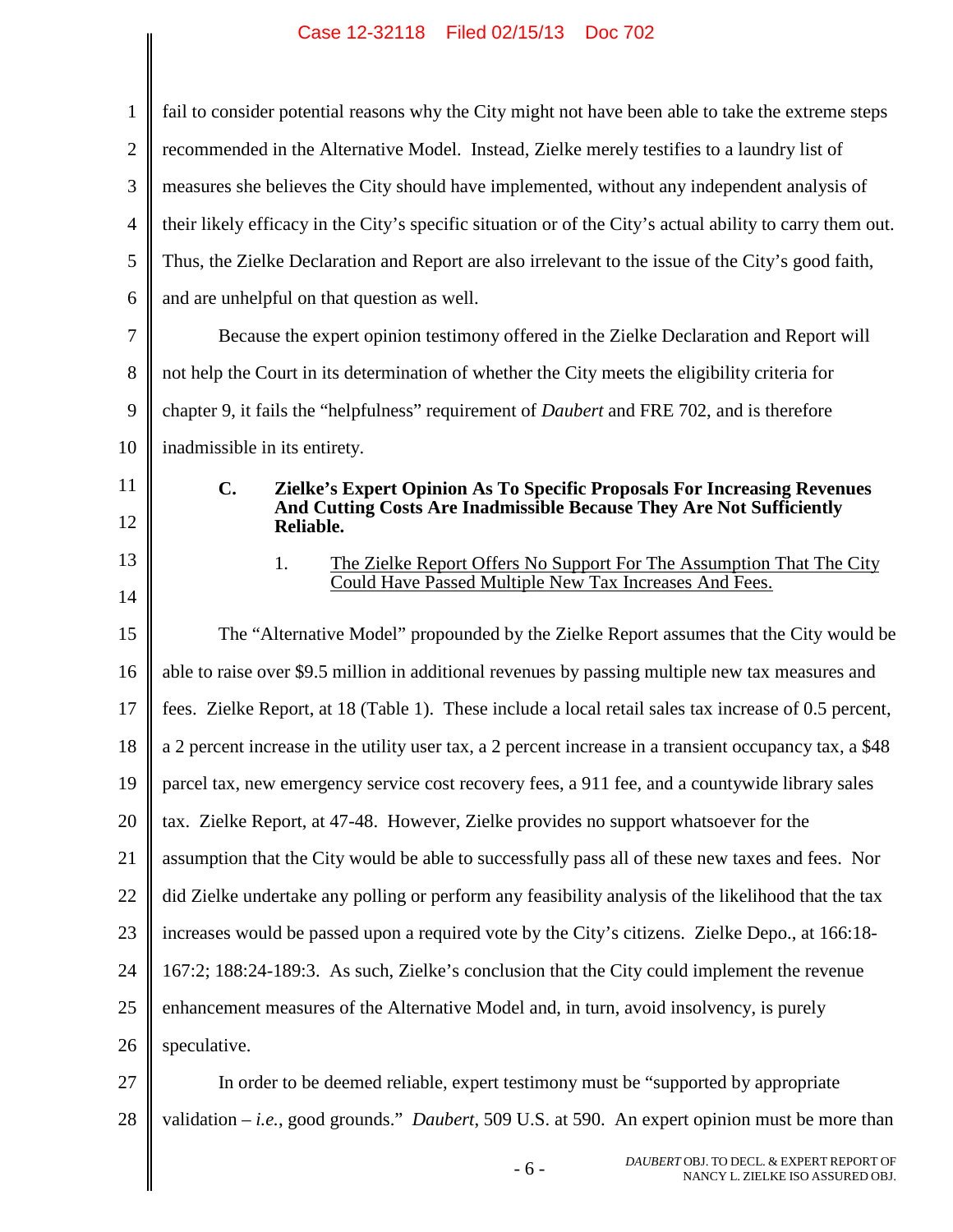fail to consider potential reasons why the City might not have been able to take the extreme steps recommended in the Alternative Model. Instead, Zielke merely testifies to a laundry list of measures she believes the City should have implemented, without any independent analysis of their likely efficacy in the City's specific situation or of the City's actual ability to carry them out. Thus, the Zielke Declaration and Report are also irrelevant to the issue of the City's good faith, and are unhelpful on that question as well.

Because the expert opinion testimony offered in the Zielke Declaration and Report will not help the Court in its determination of whether the City meets the eligibility criteria for chapter 9, it fails the "helpfulness" requirement of *Daubert* and FRE 702, and is therefore inadmissible in its entirety.

### C. Zielke's Expert Opinion As To Specific Proposals For Increasing Revenues And Cutting Costs Are Inadmissible Because They Are Not Sufficiently Reliable.

#### 1. The Zielke Report Offers No Support For The Assumption That The City Could Have Passed Multiple New Tax Increases And Fees.

The "Alternative Model" propounded by the Zielke Report assumes that the City would be able to raise over $9.5 million in additional revenues by passing multiple new tax measures and fees. Zielke Report, at 18 (Table 1). These include a local retail sales tax increase of 0.5 percent, a 2 percent increase in the utility user tax, a 2 percent increase in a transient occupancy tax, a $48 parcel tax, new emergency service cost recovery fees, a 911 fee, and a countywide library sales tax. Zielke Report, at 47-48. However, Zielke provides no support whatsoever for the assumption that the City would be able to successfully pass all of these new taxes and fees. Nor did Zielke undertake any polling or perform any feasibility analysis of the likelihood that the tax increases would be passed upon a required vote by the City's citizens. Zielke Depo., at 166:18-167:2; 188:24-189:3. As such, Zielke's conclusion that the City could implement the revenue enhancement measures of the Alternative Model and, in turn, avoid insolvency, is purely speculative.

In order to be deemed reliable, expert testimony must be "supported by appropriate validation – *i.e.*, good grounds." *Daubert*, 509 U.S. at 590. An expert opinion must be more than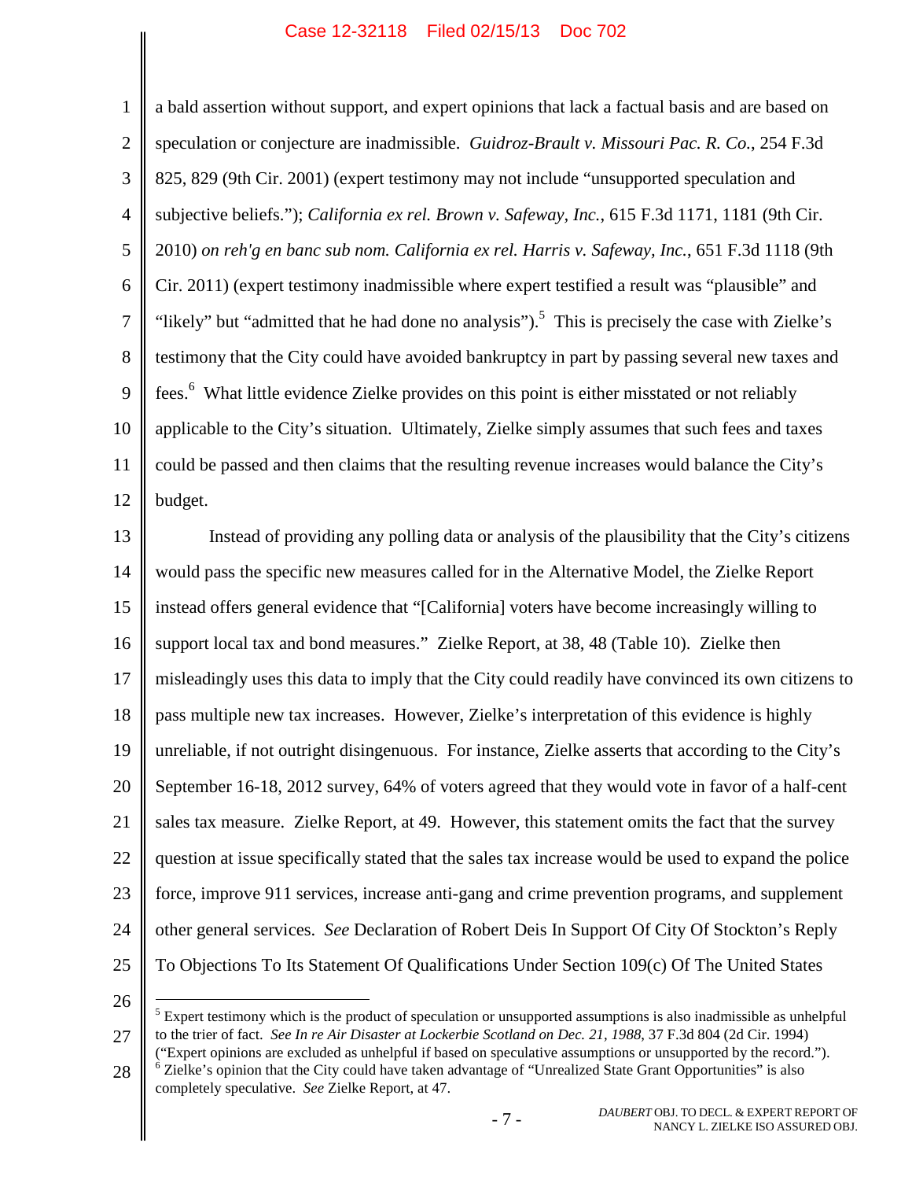a bald assertion without support, and expert opinions that lack a factual basis and are based on speculation or conjecture are inadmissible. *Guidroz-Brault v. Missouri Pac. R. Co.*, 254 F.3d 825, 829 (9th Cir. 2001) (expert testimony may not include "unsupported speculation and subjective beliefs."); *California ex rel. Brown v. Safeway, Inc.*, 615 F.3d 1171, 1181 (9th Cir. 2010) *on reh'g en banc sub nom. California ex rel. Harris v. Safeway, Inc.*, 651 F.3d 1118 (9th Cir. 2011) (expert testimony inadmissible where expert testified a result was "plausible" and "likely" but "admitted that he had done no analysis").[5] This is precisely the case with Zielke's testimony that the City could have avoided bankruptcy in part by passing several new taxes and fees.[6] What little evidence Zielke provides on this point is either misstated or not reliably applicable to the City's situation. Ultimately, Zielke simply assumes that such fees and taxes could be passed and then claims that the resulting revenue increases would balance the City's budget.

Instead of providing any polling data or analysis of the plausibility that the City's citizens would pass the specific new measures called for in the Alternative Model, the Zielke Report instead offers general evidence that "[California] voters have become increasingly willing to support local tax and bond measures." Zielke Report, at 38, 48 (Table 10). Zielke then misleadingly uses this data to imply that the City could readily have convinced its own citizens to pass multiple new tax increases. However, Zielke's interpretation of this evidence is highly unreliable, if not outright disingenuous. For instance, Zielke asserts that according to the City's September 16-18, 2012 survey, 64% of voters agreed that they would vote in favor of a half-cent sales tax measure. Zielke Report, at 49. However, this statement omits the fact that the survey question at issue specifically stated that the sales tax increase would be used to expand the police force, improve 911 services, increase anti-gang and crime prevention programs, and supplement other general services. *See* Declaration of Robert Deis In Support Of City Of Stockton's Reply To Objections To Its Statement Of Qualifications Under Section 109(c) Of The United States

---

[5] Expert testimony which is the product of speculation or unsupported assumptions is also inadmissible as unhelpful to the trier of fact. *See In re Air Disaster at Lockerbie Scotland on Dec. 21, 1988*, 37 F.3d 804 (2d Cir. 1994) ("Expert opinions are excluded as unhelpful if based on speculative assumptions or unsupported by the record.").

[6] Zielke's opinion that the City could have taken advantage of "Unrealized State Grant Opportunities" is also completely speculative. *See* Zielke Report, at 47.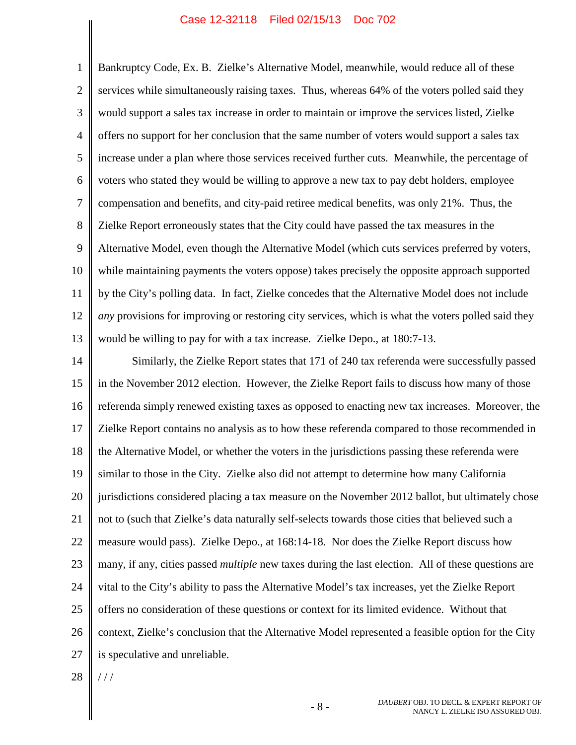Bankruptcy Code, Ex. B. Zielke's Alternative Model, meanwhile, would reduce all of these services while simultaneously raising taxes. Thus, whereas 64% of the voters polled said they would support a sales tax increase in order to maintain or improve the services listed, Zielke offers no support for her conclusion that the same number of voters would support a sales tax increase under a plan where those services received further cuts. Meanwhile, the percentage of voters who stated they would be willing to approve a new tax to pay debt holders, employee compensation and benefits, and city-paid retiree medical benefits, was only 21%. Thus, the Zielke Report erroneously states that the City could have passed the tax measures in the Alternative Model, even though the Alternative Model (which cuts services preferred by voters, while maintaining payments the voters oppose) takes precisely the opposite approach supported by the City's polling data. In fact, Zielke concedes that the Alternative Model does not include *any* provisions for improving or restoring city services, which is what the voters polled said they would be willing to pay for with a tax increase. Zielke Depo., at 180:7-13.

Similarly, the Zielke Report states that 171 of 240 tax referenda were successfully passed in the November 2012 election. However, the Zielke Report fails to discuss how many of those referenda simply renewed existing taxes as opposed to enacting new tax increases. Moreover, the Zielke Report contains no analysis as to how these referenda compared to those recommended in the Alternative Model, or whether the voters in the jurisdictions passing these referenda were similar to those in the City. Zielke also did not attempt to determine how many California jurisdictions considered placing a tax measure on the November 2012 ballot, but ultimately chose not to (such that Zielke's data naturally self-selects towards those cities that believed such a measure would pass). Zielke Depo., at 168:14-18. Nor does the Zielke Report discuss how many, if any, cities passed *multiple* new taxes during the last election. All of these questions are vital to the City's ability to pass the Alternative Model's tax increases, yet the Zielke Report offers no consideration of these questions or context for its limited evidence. Without that context, Zielke's conclusion that the Alternative Model represented a feasible option for the City is speculative and unreliable.

/ / /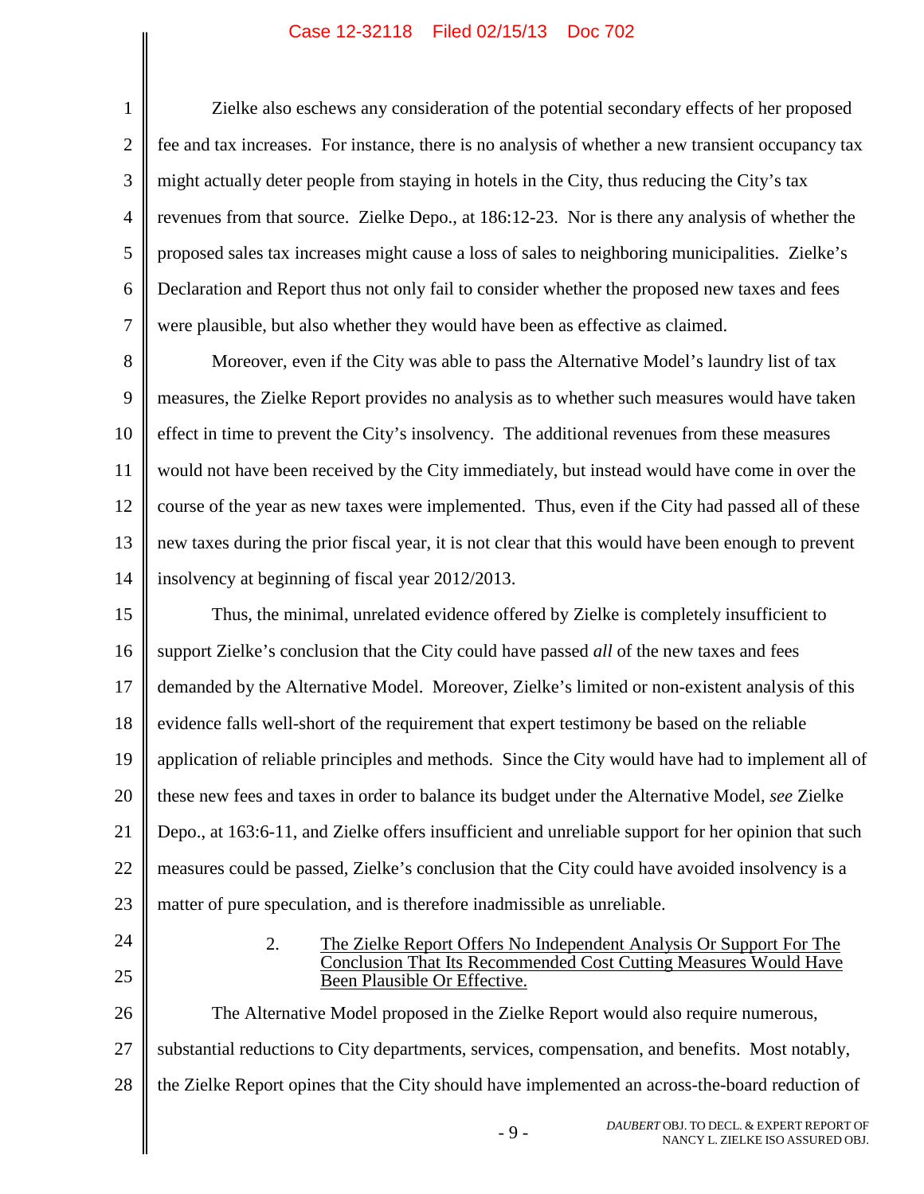Zielke also eschews any consideration of the potential secondary effects of her proposed fee and tax increases. For instance, there is no analysis of whether a new transient occupancy tax might actually deter people from staying in hotels in the City, thus reducing the City's tax revenues from that source. Zielke Depo., at 186:12-23. Nor is there any analysis of whether the proposed sales tax increases might cause a loss of sales to neighboring municipalities. Zielke's Declaration and Report thus not only fail to consider whether the proposed new taxes and fees were plausible, but also whether they would have been as effective as claimed.

Moreover, even if the City was able to pass the Alternative Model's laundry list of tax measures, the Zielke Report provides no analysis as to whether such measures would have taken effect in time to prevent the City's insolvency. The additional revenues from these measures would not have been received by the City immediately, but instead would have come in over the course of the year as new taxes were implemented. Thus, even if the City had passed all of these new taxes during the prior fiscal year, it is not clear that this would have been enough to prevent insolvency at beginning of fiscal year 2012/2013.

Thus, the minimal, unrelated evidence offered by Zielke is completely insufficient to support Zielke's conclusion that the City could have passed *all* of the new taxes and fees demanded by the Alternative Model. Moreover, Zielke's limited or non-existent analysis of this evidence falls well-short of the requirement that expert testimony be based on the reliable application of reliable principles and methods. Since the City would have had to implement all of these new fees and taxes in order to balance its budget under the Alternative Model, *see* Zielke Depo., at 163:6-11, and Zielke offers insufficient and unreliable support for her opinion that such measures could be passed, Zielke's conclusion that the City could have avoided insolvency is a matter of pure speculation, and is therefore inadmissible as unreliable.

2. The Zielke Report Offers No Independent Analysis Or Support For The Conclusion That Its Recommended Cost Cutting Measures Would Have Been Plausible Or Effective.

The Alternative Model proposed in the Zielke Report would also require numerous, substantial reductions to City departments, services, compensation, and benefits. Most notably, the Zielke Report opines that the City should have implemented an across-the-board reduction of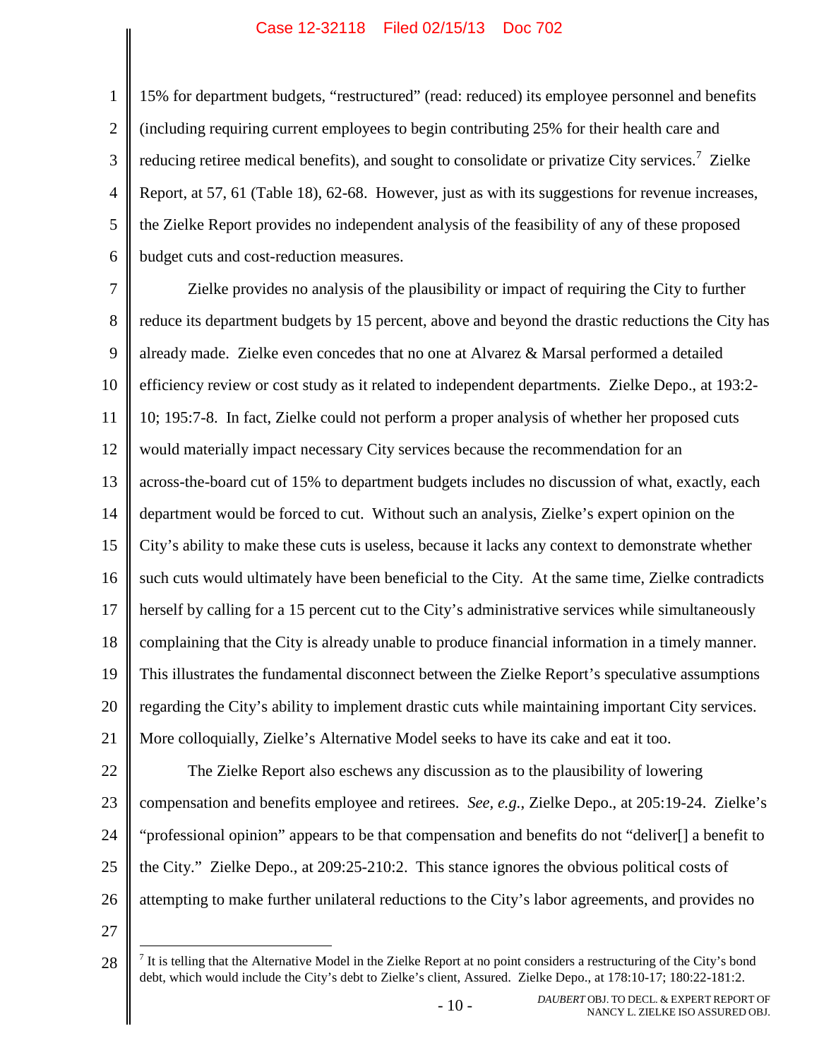15% for department budgets, "restructured" (read: reduced) its employee personnel and benefits (including requiring current employees to begin contributing 25% for their health care and reducing retiree medical benefits), and sought to consolidate or privatize City services.[7] Zielke Report, at 57, 61 (Table 18), 62-68. However, just as with its suggestions for revenue increases, the Zielke Report provides no independent analysis of the feasibility of any of these proposed budget cuts and cost-reduction measures.

Zielke provides no analysis of the plausibility or impact of requiring the City to further reduce its department budgets by 15 percent, above and beyond the drastic reductions the City has already made. Zielke even concedes that no one at Alvarez & Marsal performed a detailed efficiency review or cost study as it related to independent departments. Zielke Depo., at 193:2-10; 195:7-8. In fact, Zielke could not perform a proper analysis of whether her proposed cuts would materially impact necessary City services because the recommendation for an across-the-board cut of 15% to department budgets includes no discussion of what, exactly, each department would be forced to cut. Without such an analysis, Zielke's expert opinion on the City's ability to make these cuts is useless, because it lacks any context to demonstrate whether such cuts would ultimately have been beneficial to the City. At the same time, Zielke contradicts herself by calling for a 15 percent cut to the City's administrative services while simultaneously complaining that the City is already unable to produce financial information in a timely manner. This illustrates the fundamental disconnect between the Zielke Report's speculative assumptions regarding the City's ability to implement drastic cuts while maintaining important City services. More colloquially, Zielke's Alternative Model seeks to have its cake and eat it too.

The Zielke Report also eschews any discussion as to the plausibility of lowering compensation and benefits employee and retirees. *See, e.g.*, Zielke Depo., at 205:19-24. Zielke's "professional opinion" appears to be that compensation and benefits do not "deliver[] a benefit to the City." Zielke Depo., at 209:25-210:2. This stance ignores the obvious political costs of attempting to make further unilateral reductions to the City's labor agreements, and provides no

---

[7] It is telling that the Alternative Model in the Zielke Report at no point considers a restructuring of the City's bond debt, which would include the City's debt to Zielke's client, Assured. Zielke Depo., at 178:10-17; 180:22-181:2.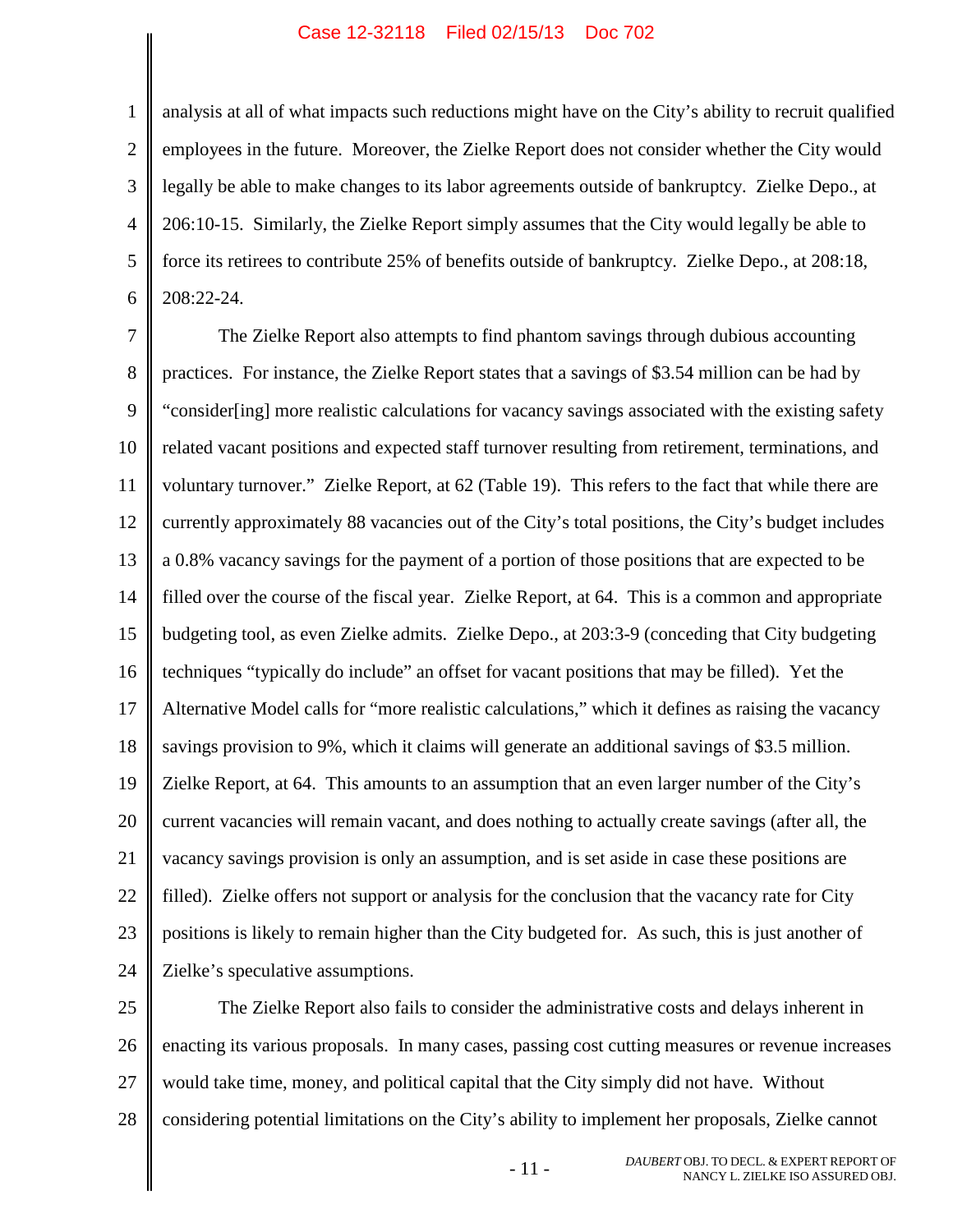analysis at all of what impacts such reductions might have on the City's ability to recruit qualified employees in the future. Moreover, the Zielke Report does not consider whether the City would legally be able to make changes to its labor agreements outside of bankruptcy. Zielke Depo., at 206:10-15. Similarly, the Zielke Report simply assumes that the City would legally be able to force its retirees to contribute 25% of benefits outside of bankruptcy. Zielke Depo., at 208:18, 208:22-24.

The Zielke Report also attempts to find phantom savings through dubious accounting practices. For instance, the Zielke Report states that a savings of $3.54 million can be had by "consider[ing] more realistic calculations for vacancy savings associated with the existing safety related vacant positions and expected staff turnover resulting from retirement, terminations, and voluntary turnover." Zielke Report, at 62 (Table 19). This refers to the fact that while there are currently approximately 88 vacancies out of the City's total positions, the City's budget includes a 0.8% vacancy savings for the payment of a portion of those positions that are expected to be filled over the course of the fiscal year. Zielke Report, at 64. This is a common and appropriate budgeting tool, as even Zielke admits. Zielke Depo., at 203:3-9 (conceding that City budgeting techniques "typically do include" an offset for vacant positions that may be filled). Yet the Alternative Model calls for "more realistic calculations," which it defines as raising the vacancy savings provision to 9%, which it claims will generate an additional savings of $3.5 million. Zielke Report, at 64. This amounts to an assumption that an even larger number of the City's current vacancies will remain vacant, and does nothing to actually create savings (after all, the vacancy savings provision is only an assumption, and is set aside in case these positions are filled). Zielke offers not support or analysis for the conclusion that the vacancy rate for City positions is likely to remain higher than the City budgeted for. As such, this is just another of Zielke's speculative assumptions.

The Zielke Report also fails to consider the administrative costs and delays inherent in enacting its various proposals. In many cases, passing cost cutting measures or revenue increases would take time, money, and political capital that the City simply did not have. Without considering potential limitations on the City's ability to implement her proposals, Zielke cannot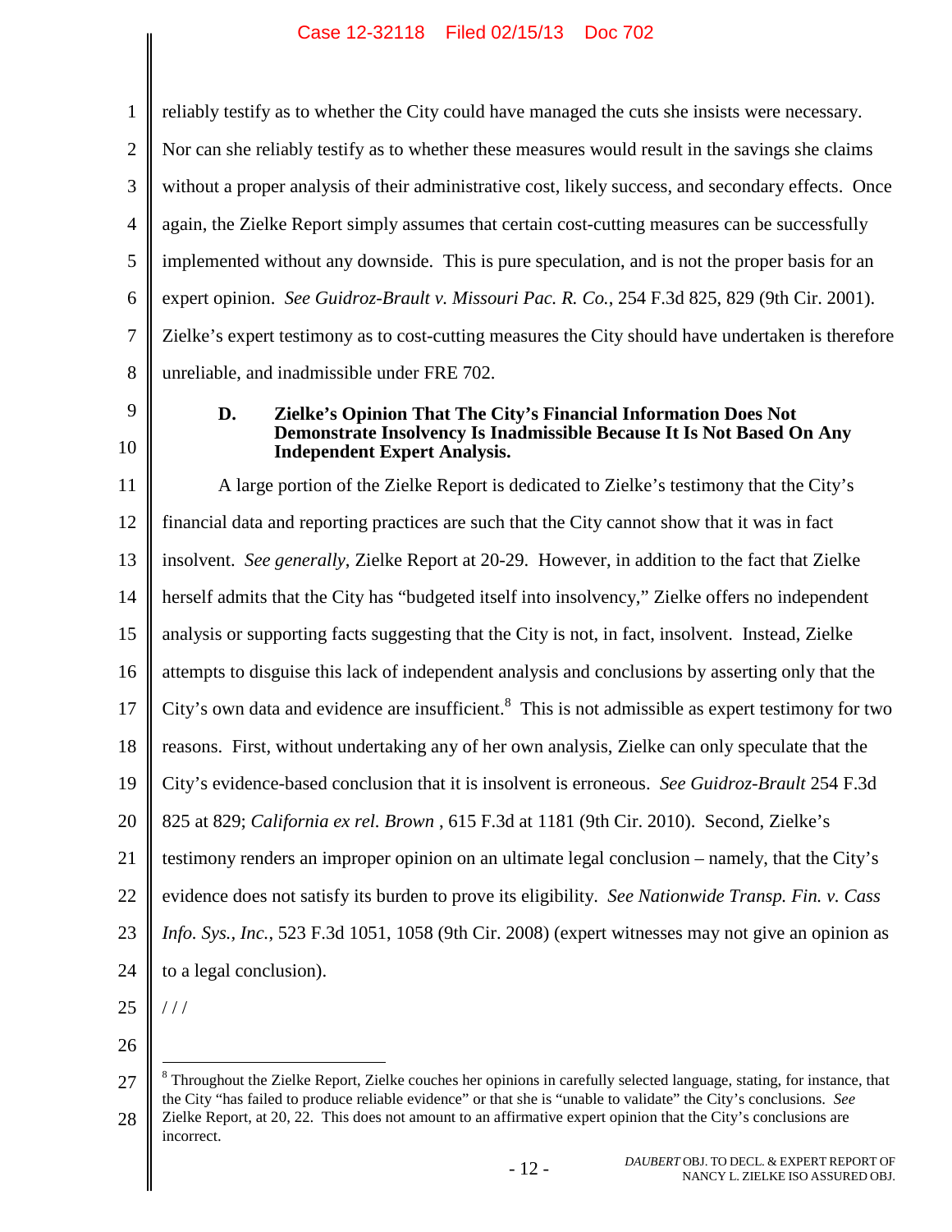reliably testify as to whether the City could have managed the cuts she insists were necessary. Nor can she reliably testify as to whether these measures would result in the savings she claims without a proper analysis of their administrative cost, likely success, and secondary effects. Once again, the Zielke Report simply assumes that certain cost-cutting measures can be successfully implemented without any downside. This is pure speculation, and is not the proper basis for an expert opinion. *See Guidroz-Brault v. Missouri Pac. R. Co.*, 254 F.3d 825, 829 (9th Cir. 2001). Zielke's expert testimony as to cost-cutting measures the City should have undertaken is therefore unreliable, and inadmissible under FRE 702.

### D. Zielke's Opinion That The City's Financial Information Does Not Demonstrate Insolvency Is Inadmissible Because It Is Not Based On Any Independent Expert Analysis.

A large portion of the Zielke Report is dedicated to Zielke's testimony that the City's financial data and reporting practices are such that the City cannot show that it was in fact insolvent. *See generally*, Zielke Report at 20-29. However, in addition to the fact that Zielke herself admits that the City has "budgeted itself into insolvency," Zielke offers no independent analysis or supporting facts suggesting that the City is not, in fact, insolvent. Instead, Zielke attempts to disguise this lack of independent analysis and conclusions by asserting only that the City's own data and evidence are insufficient.[8] This is not admissible as expert testimony for two reasons. First, without undertaking any of her own analysis, Zielke can only speculate that the City's evidence-based conclusion that it is insolvent is erroneous. *See Guidroz-Brault* 254 F.3d 825 at 829; *California ex rel. Brown* , 615 F.3d at 1181 (9th Cir. 2010). Second, Zielke's testimony renders an improper opinion on an ultimate legal conclusion – namely, that the City's evidence does not satisfy its burden to prove its eligibility. *See Nationwide Transp. Fin. v. Cass Info. Sys., Inc.*, 523 F.3d 1051, 1058 (9th Cir. 2008) (expert witnesses may not give an opinion as to a legal conclusion).

/ / /

[8] Throughout the Zielke Report, Zielke couches her opinions in carefully selected language, stating, for instance, that the City "has failed to produce reliable evidence" or that she is "unable to validate" the City's conclusions. *See* Zielke Report, at 20, 22. This does not amount to an affirmative expert opinion that the City's conclusions are incorrect.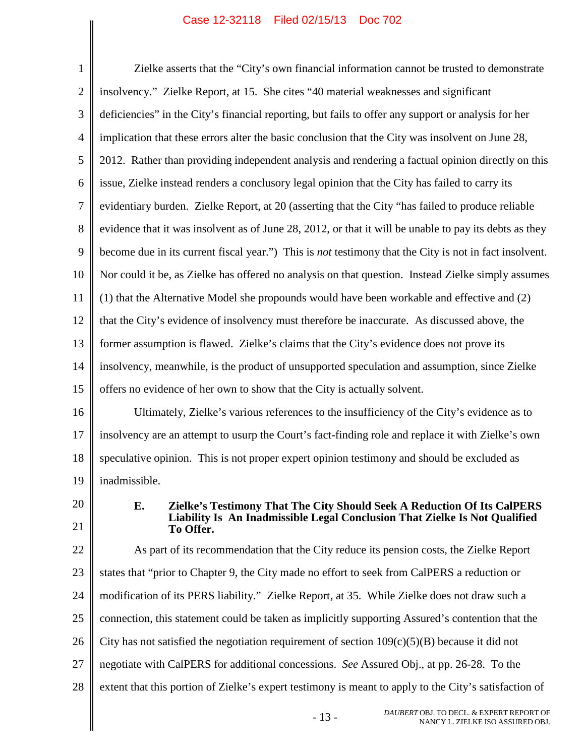Zielke asserts that the "City's own financial information cannot be trusted to demonstrate insolvency." Zielke Report, at 15. She cites "40 material weaknesses and significant deficiencies" in the City's financial reporting, but fails to offer any support or analysis for her implication that these errors alter the basic conclusion that the City was insolvent on June 28, 2012. Rather than providing independent analysis and rendering a factual opinion directly on this issue, Zielke instead renders a conclusory legal opinion that the City has failed to carry its evidentiary burden. Zielke Report, at 20 (asserting that the City "has failed to produce reliable evidence that it was insolvent as of June 28, 2012, or that it will be unable to pay its debts as they become due in its current fiscal year.") This is *not* testimony that the City is not in fact insolvent. Nor could it be, as Zielke has offered no analysis on that question. Instead Zielke simply assumes (1) that the Alternative Model she propounds would have been workable and effective and (2) that the City's evidence of insolvency must therefore be inaccurate. As discussed above, the former assumption is flawed. Zielke's claims that the City's evidence does not prove its insolvency, meanwhile, is the product of unsupported speculation and assumption, since Zielke offers no evidence of her own to show that the City is actually solvent.

Ultimately, Zielke's various references to the insufficiency of the City's evidence as to insolvency are an attempt to usurp the Court's fact-finding role and replace it with Zielke's own speculative opinion. This is not proper expert opinion testimony and should be excluded as inadmissible.

### E. Zielke's Testimony That The City Should Seek A Reduction Of Its CalPERS Liability Is An Inadmissible Legal Conclusion That Zielke Is Not Qualified To Offer.

As part of its recommendation that the City reduce its pension costs, the Zielke Report states that "prior to Chapter 9, the City made no effort to seek from CalPERS a reduction or modification of its PERS liability." Zielke Report, at 35. While Zielke does not draw such a connection, this statement could be taken as implicitly supporting Assured's contention that the City has not satisfied the negotiation requirement of section 109(c)(5)(B) because it did not negotiate with CalPERS for additional concessions. *See* Assured Obj., at pp. 26-28. To the extent that this portion of Zielke's expert testimony is meant to apply to the City's satisfaction of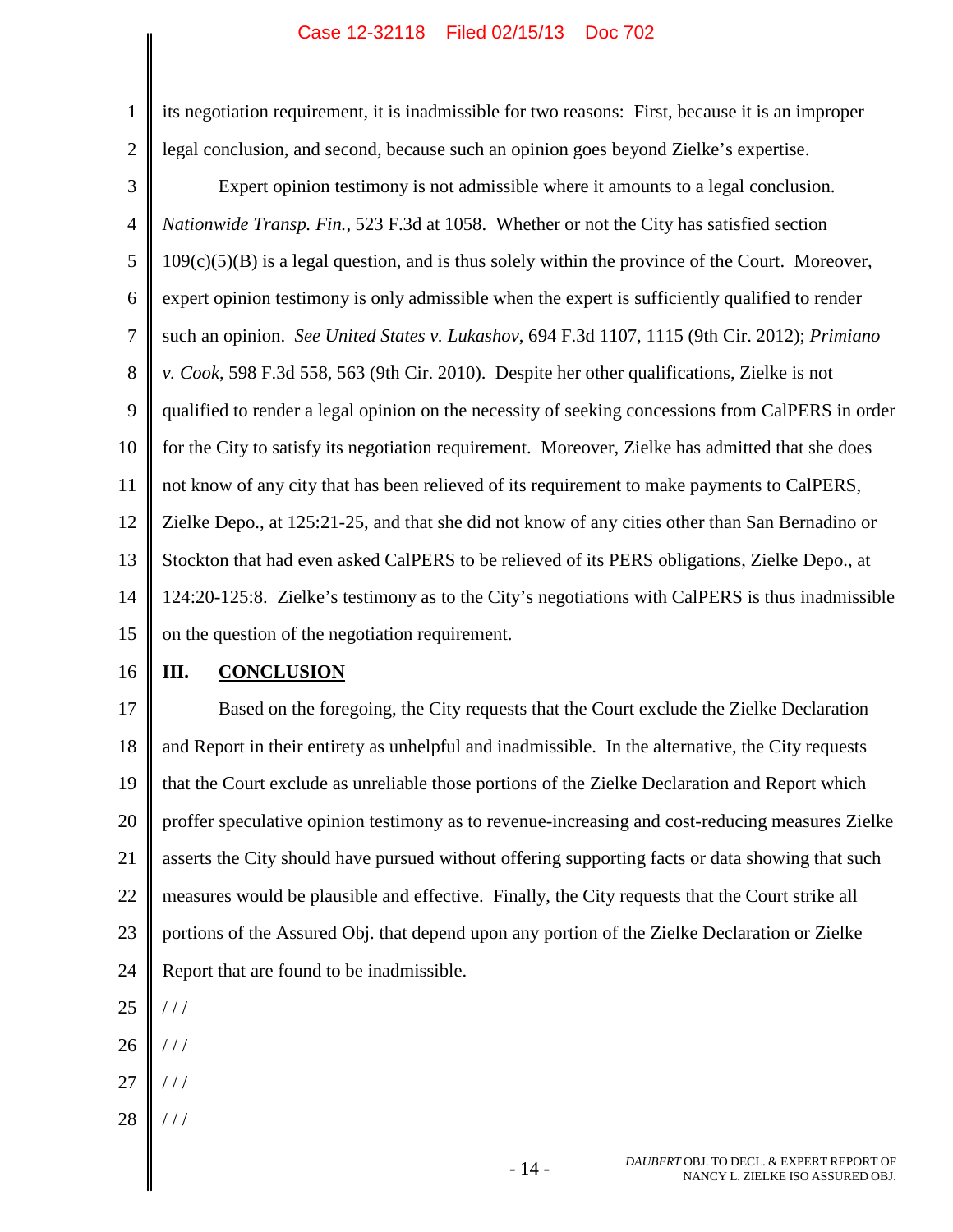its negotiation requirement, it is inadmissible for two reasons: First, because it is an improper legal conclusion, and second, because such an opinion goes beyond Zielke's expertise.

Expert opinion testimony is not admissible where it amounts to a legal conclusion. *Nationwide Transp. Fin.*, 523 F.3d at 1058. Whether or not the City has satisfied section 109(c)(5)(B) is a legal question, and is thus solely within the province of the Court. Moreover, expert opinion testimony is only admissible when the expert is sufficiently qualified to render such an opinion. *See United States v. Lukashov*, 694 F.3d 1107, 1115 (9th Cir. 2012); *Primiano v. Cook*, 598 F.3d 558, 563 (9th Cir. 2010). Despite her other qualifications, Zielke is not qualified to render a legal opinion on the necessity of seeking concessions from CalPERS in order for the City to satisfy its negotiation requirement. Moreover, Zielke has admitted that she does not know of any city that has been relieved of its requirement to make payments to CalPERS, Zielke Depo., at 125:21-25, and that she did not know of any cities other than San Bernadino or Stockton that had even asked CalPERS to be relieved of its PERS obligations, Zielke Depo., at 124:20-125:8. Zielke's testimony as to the City's negotiations with CalPERS is thus inadmissible on the question of the negotiation requirement.

## III. CONCLUSION

Based on the foregoing, the City requests that the Court exclude the Zielke Declaration and Report in their entirety as unhelpful and inadmissible. In the alternative, the City requests that the Court exclude as unreliable those portions of the Zielke Declaration and Report which proffer speculative opinion testimony as to revenue-increasing and cost-reducing measures Zielke asserts the City should have pursued without offering supporting facts or data showing that such measures would be plausible and effective. Finally, the City requests that the Court strike all portions of the Assured Obj. that depend upon any portion of the Zielke Declaration or Zielke Report that are found to be inadmissible.

/ / /

/ / /

/ / /

/ / /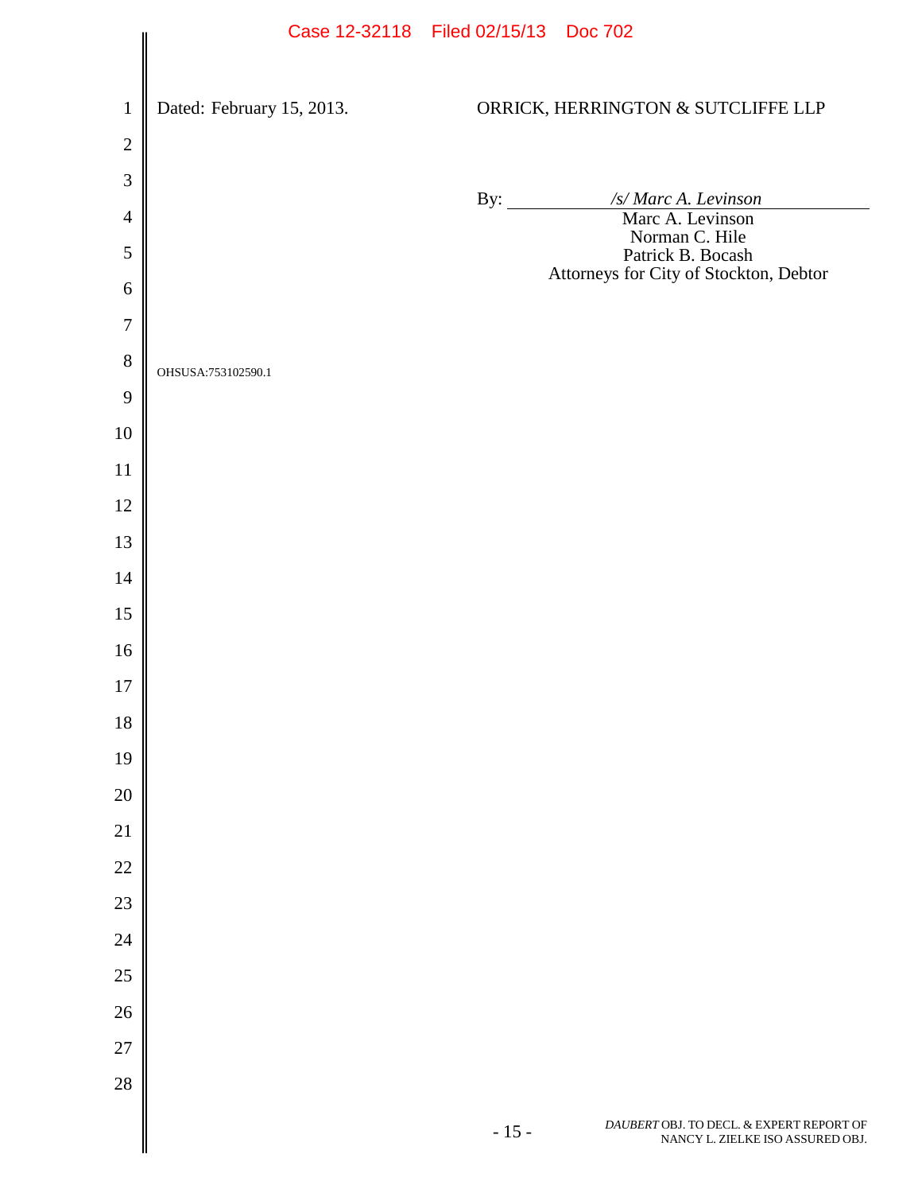Dated: February 15, 2013.

ORRICK, HERRINGTON & SUTCLIFFE LLP

By: *\/s/ Marc A. Levinson*

Marc A. Levinson
Norman C. Hile
Patrick B. Bocash
Attorneys for City of Stockton, Debtor

OHSUSA:753102590.1